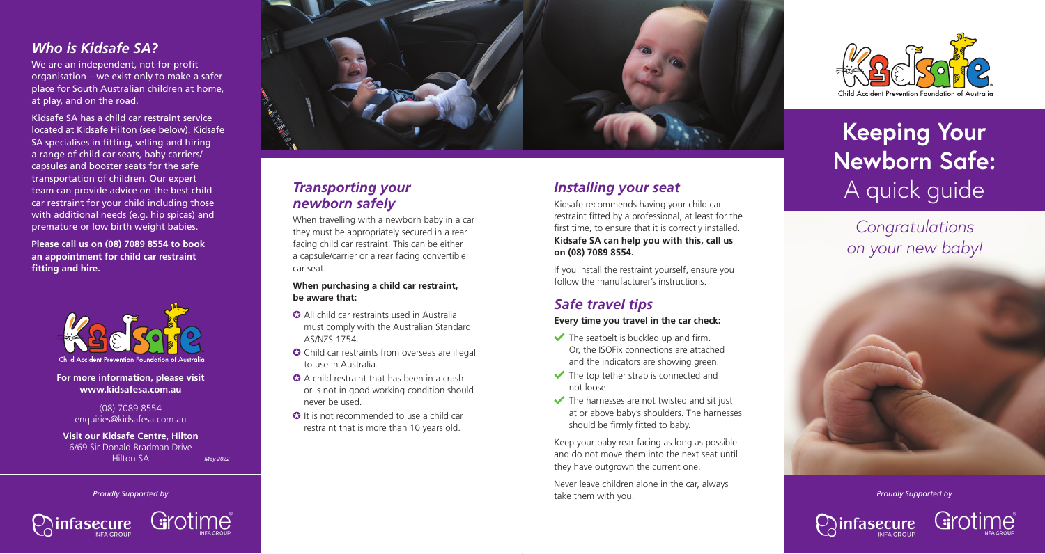## *Who is Kidsafe SA?*

We are an independent, not-for-profit organisation – we exist only to make a safer place for South Australian children at home, at play, and on the road.

Kidsafe SA has a child car restraint service located at Kidsafe Hilton (see below). Kidsafe SA specialises in fitting, selling and hiring a range of child car seats, baby carriers/capsules and booster seats for the safe transportation of children. Our expert team can provide advice on the best child car restraint for your child including those with additional needs (e.g. hip spicas) and premature or low birth weight babies.

**Please call us on (08) 7089 8554 to book an appointment for child car restraint fitting and hire.**

Child Accident Prevention Foundation of Australia

**For more information, please visit www.kidsafesa.com.au**

(08) 7089 8554
enquiries@kidsafesa.com.au

**Visit our Kidsafe Centre, Hilton**
6/69 Sir Donald Bradman Drive
Hilton SA

*May 2022*

*Proudly Supported by*

infasecure Grotime

## *Transporting your newborn safely*

When travelling with a newborn baby in a car they must be appropriately secured in a rear facing child car restraint. This can be either a capsule/carrier or a rear facing convertible car seat.

**When purchasing a child car restraint, be aware that:**

- All child car restraints used in Australia must comply with the Australian Standard AS/NZS 1754.
- Child car restraints from overseas are illegal to use in Australia.
- A child restraint that has been in a crash or is not in good working condition should never be used.
- It is not recommended to use a child car restraint that is more than 10 years old.

## *Installing your seat*

Kidsafe recommends having your child car restraint fitted by a professional, at least for the first time, to ensure that it is correctly installed. **Kidsafe SA can help you with this, call us on (08) 7089 8554.**

If you install the restraint yourself, ensure you follow the manufacturer's instructions.

## *Safe travel tips*

**Every time you travel in the car check:**

- ✔ The seatbelt is buckled up and firm. Or, the ISOFix connections are attached and the indicators are showing green.
- ✔ The top tether strap is connected and not loose.
- ✔ The harnesses are not twisted and sit just at or above baby's shoulders. The harnesses should be firmly fitted to baby.

Keep your baby rear facing as long as possible and do not move them into the next seat until they have outgrown the current one.

Never leave children alone in the car, always take them with you.

Child Accident Prevention Foundation of Australia

# Keeping Your Newborn Safe: A quick guide

*Congratulations on your new baby!*

*Proudly Supported by*

infasecure Grotime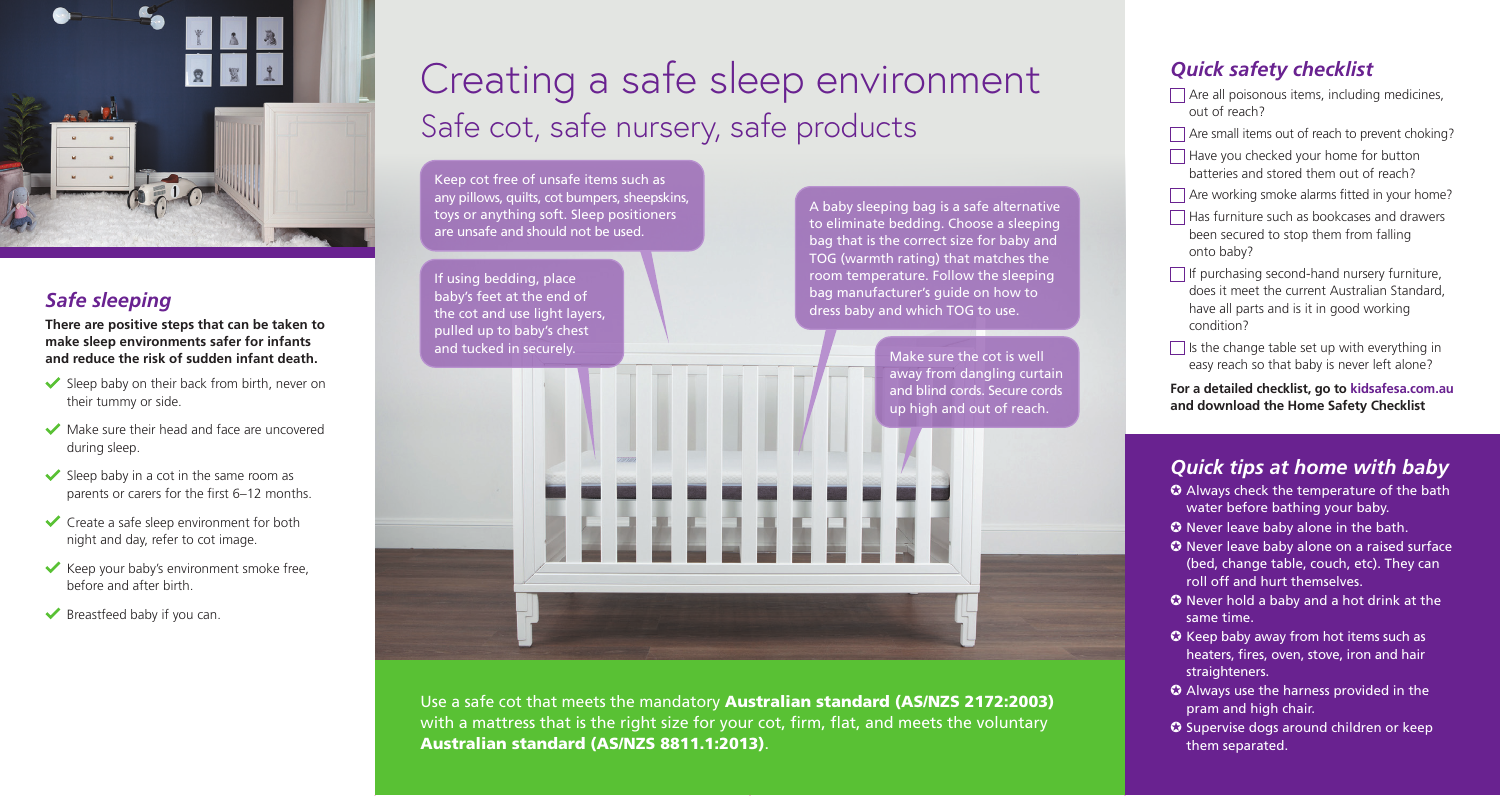# Creating a safe sleep environment

## Safe cot, safe nursery, safe products

### *Safe sleeping*

**There are positive steps that can be taken to make sleep environments safer for infants and reduce the risk of sudden infant death.**

- Sleep baby on their back from birth, never on their tummy or side.
- Make sure their head and face are uncovered during sleep.
- Sleep baby in a cot in the same room as parents or carers for the first 6–12 months.
- Create a safe sleep environment for both night and day, refer to cot image.
- Keep your baby's environment smoke free, before and after birth.
- Breastfeed baby if you can.

Keep cot free of unsafe items such as any pillows, quilts, cot bumpers, sheepskins, toys or anything soft. Sleep positioners are unsafe and should not be used.

If using bedding, place baby's feet at the end of the cot and use light layers, pulled up to baby's chest and tucked in securely.

A baby sleeping bag is a safe alternative to eliminate bedding. Choose a sleeping bag that is the correct size for baby and TOG (warmth rating) that matches the room temperature. Follow the sleeping bag manufacturer's guide on how to dress baby and which TOG to use.

Make sure the cot is well away from dangling curtain and blind cords. Secure cords up high and out of reach.

Use a safe cot that meets the mandatory **Australian standard (AS/NZS 2172:2003)** with a mattress that is the right size for your cot, firm, flat, and meets the voluntary **Australian standard (AS/NZS 8811.1:2013)**.

### *Quick safety checklist*

- [ ] Are all poisonous items, including medicines, out of reach?
- [ ] Are small items out of reach to prevent choking?
- [ ] Have you checked your home for button batteries and stored them out of reach?
- [ ] Are working smoke alarms fitted in your home?
- [ ] Has furniture such as bookcases and drawers been secured to stop them from falling onto baby?
- [ ] If purchasing second-hand nursery furniture, does it meet the current Australian Standard, have all parts and is it in good working condition?
- [ ] Is the change table set up with everything in easy reach so that baby is never left alone?

**For a detailed checklist, go to kidsafesa.com.au and download the Home Safety Checklist**

### *Quick tips at home with baby*

- Always check the temperature of the bath water before bathing your baby.
- Never leave baby alone in the bath.
- Never leave baby alone on a raised surface (bed, change table, couch, etc). They can roll off and hurt themselves.
- Never hold a baby and a hot drink at the same time.
- Keep baby away from hot items such as heaters, fires, oven, stove, iron and hair straighteners.
- Always use the harness provided in the pram and high chair.
- Supervise dogs around children or keep them separated.